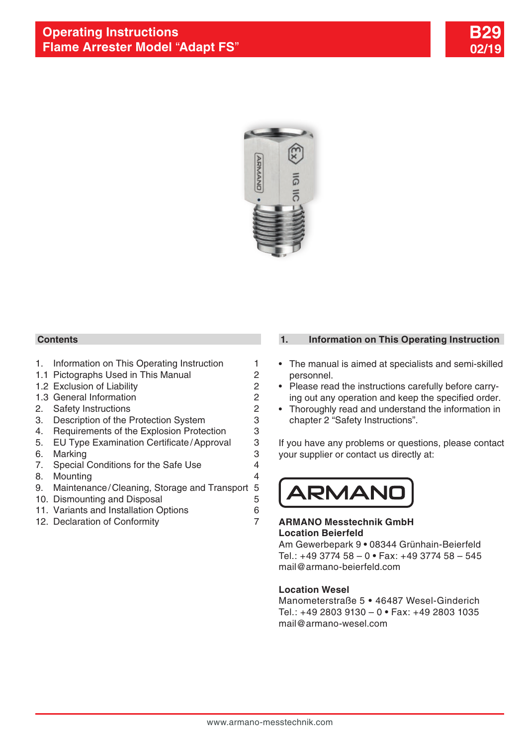# Operating Instructions
# Flame Arrester Model "Adapt FS"

**B29**
**02/19**

## Contents

| | | |
|---|---|---|
| 1. | Information on This Operating Instruction | 1 |
| 1.1 | Pictographs Used in This Manual | 2 |
| 1.2 | Exclusion of Liability | 2 |
| 1.3 | General Information | 2 |
| 2. | Safety Instructions | 2 |
| 3. | Description of the Protection System | 3 |
| 4. | Requirements of the Explosion Protection | 3 |
| 5. | EU Type Examination Certificate / Approval | 3 |
| 6. | Marking | 3 |
| 7. | Special Conditions for the Safe Use | 4 |
| 8. | Mounting | 4 |
| 9. | Maintenance / Cleaning, Storage and Transport | 5 |
| 10. | Dismounting and Disposal | 5 |
| 11. | Variants and Installation Options | 6 |
| 12. | Declaration of Conformity | 7 |

## 1. Information on This Operating Instruction

- The manual is aimed at specialists and semi-skilled personnel.
- Please read the instructions carefully before carrying out any operation and keep the specified order.
- Thoroughly read and understand the information in chapter 2 "Safety Instructions".

If you have any problems or questions, please contact your supplier or contact us directly at:

ARMANO

**ARMANO Messtechnik GmbH**
**Location Beierfeld**
Am Gewerbepark 9 • 08344 Grünhain-Beierfeld
Tel.: +49 3774 58 – 0 • Fax: +49 3774 58 – 545
mail@armano-beierfeld.com

**Location Wesel**
Manometerstraße 5 • 46487 Wesel-Ginderich
Tel.: +49 2803 9130 – 0 • Fax: +49 2803 1035
mail@armano-wesel.com

www.armano-messtechnik.com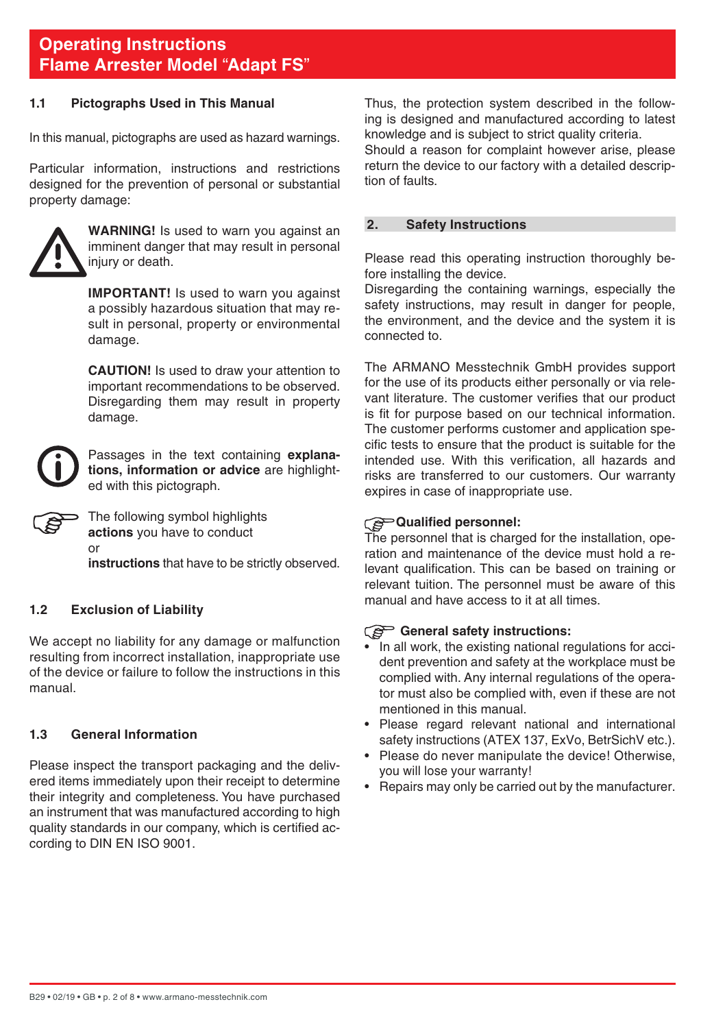# Operating Instructions
# Flame Arrester Model “Adapt FS”

## 1.1 Pictographs Used in This Manual

In this manual, pictographs are used as hazard warnings.

Particular information, instructions and restrictions designed for the prevention of personal or substantial property damage:

**WARNING!** Is used to warn you against an imminent danger that may result in personal injury or death.

**IMPORTANT!** Is used to warn you against a possibly hazardous situation that may result in personal, property or environmental damage.

**CAUTION!** Is used to draw your attention to important recommendations to be observed. Disregarding them may result in property damage.

Passages in the text containing **explanations, information or advice** are highlighted with this pictograph.

The following symbol highlights **actions** you have to conduct or **instructions** that have to be strictly observed.

## 1.2 Exclusion of Liability

We accept no liability for any damage or malfunction resulting from incorrect installation, inappropriate use of the device or failure to follow the instructions in this manual.

## 1.3 General Information

Please inspect the transport packaging and the delivered items immediately upon their receipt to determine their integrity and completeness. You have purchased an instrument that was manufactured according to high quality standards in our company, which is certified according to DIN EN ISO 9001.

Thus, the protection system described in the following is designed and manufactured according to latest knowledge and is subject to strict quality criteria.
Should a reason for complaint however arise, please return the device to our factory with a detailed description of faults.

## 2. Safety Instructions

Please read this operating instruction thoroughly before installing the device.
Disregarding the containing warnings, especially the safety instructions, may result in danger for people, the environment, and the device and the system it is connected to.

The ARMANO Messtechnik GmbH provides support for the use of its products either personally or via relevant literature. The customer verifies that our product is fit for purpose based on our technical information. The customer performs customer and application specific tests to ensure that the product is suitable for the intended use. With this verification, all hazards and risks are transferred to our customers. Our warranty expires in case of inappropriate use.

**Qualified personnel:**
The personnel that is charged for the installation, operation and maintenance of the device must hold a relevant qualification. This can be based on training or relevant tuition. The personnel must be aware of this manual and have access to it at all times.

**General safety instructions:**

- In all work, the existing national regulations for accident prevention and safety at the workplace must be complied with. Any internal regulations of the operator must also be complied with, even if these are not mentioned in this manual.
- Please regard relevant national and international safety instructions (ATEX 137, ExVo, BetrSichV etc.).
- Please do never manipulate the device! Otherwise, you will lose your warranty!
- Repairs may only be carried out by the manufacturer.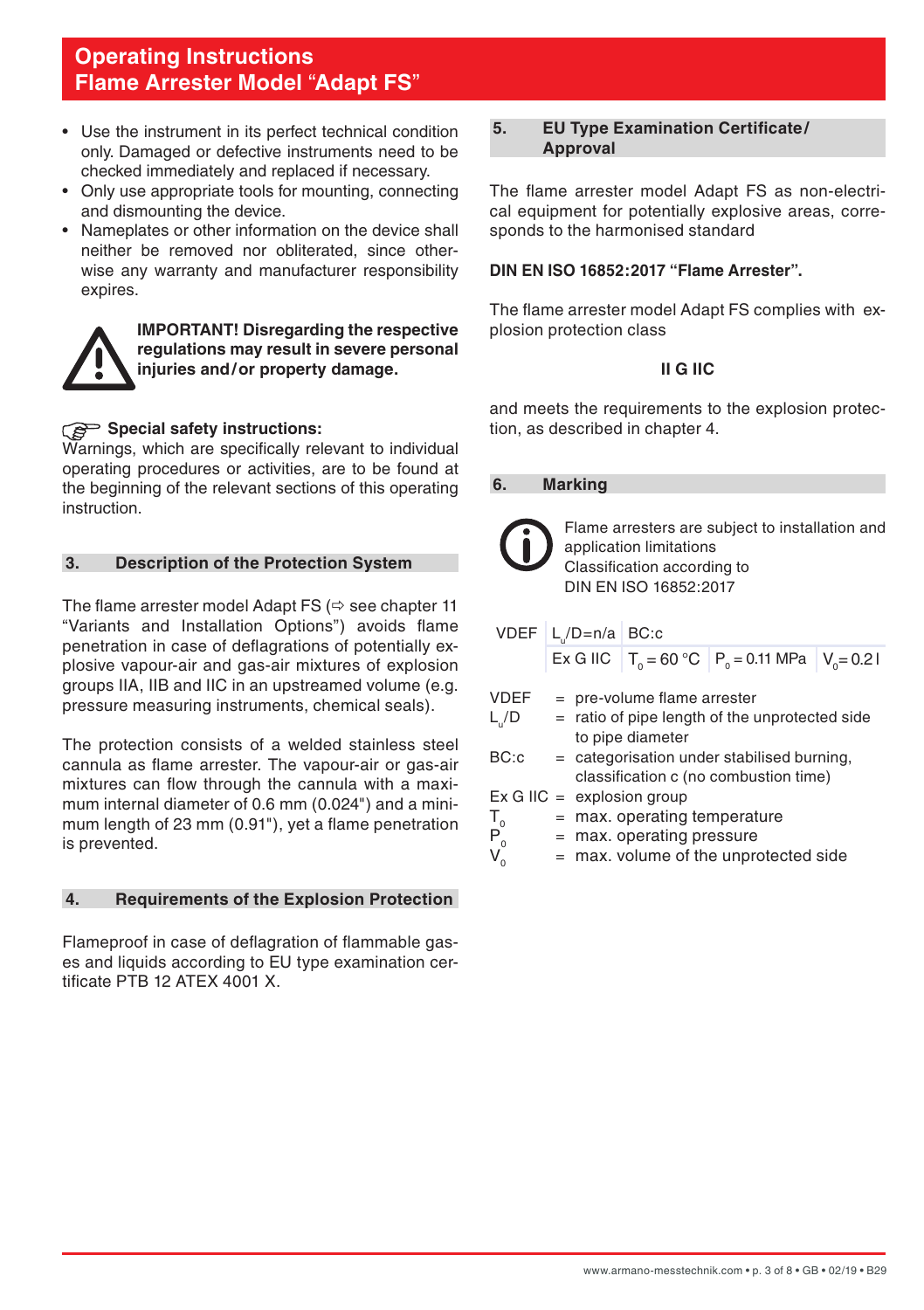- Use the instrument in its perfect technical condition only. Damaged or defective instruments need to be checked immediately and replaced if necessary.
- Only use appropriate tools for mounting, connecting and dismounting the device.
- Nameplates or other information on the device shall neither be removed nor obliterated, since otherwise any warranty and manufacturer responsibility expires.

**IMPORTANT! Disregarding the respective regulations may result in severe personal injuries and/or property damage.**

**Special safety instructions:**
Warnings, which are specifically relevant to individual operating procedures or activities, are to be found at the beginning of the relevant sections of this operating instruction.

## 3. Description of the Protection System

The flame arrester model Adapt FS (⇨ see chapter 11 “Variants and Installation Options”) avoids flame penetration in case of deflagrations of potentially explosive vapour-air and gas-air mixtures of explosion groups IIA, IIB and IIC in an upstreamed volume (e.g. pressure measuring instruments, chemical seals).

The protection consists of a welded stainless steel cannula as flame arrester. The vapour-air or gas-air mixtures can flow through the cannula with a maximum internal diameter of 0.6 mm (0.024") and a minimum length of 23 mm (0.91"), yet a flame penetration is prevented.

## 4. Requirements of the Explosion Protection

Flameproof in case of deflagration of flammable gases and liquids according to EU type examination certificate PTB 12 ATEX 4001 X.

## 5. EU Type Examination Certificate/Approval

The flame arrester model Adapt FS as non-electrical equipment for potentially explosive areas, corresponds to the harmonised standard

**DIN EN ISO 16852:2017 “Flame Arrester”.**

The flame arrester model Adapt FS complies with explosion protection class

**II G IIC**

and meets the requirements to the explosion protection, as described in chapter 4.

## 6. Marking

Flame arresters are subject to installation and application limitations
Classification according to
DIN EN ISO 16852:2017

| VDEF | $L_u/D$=n/a | BC:c | | |
|---|---|---|---|---|
| | Ex G IIC | $T_0$ = 60 °C | $P_0$ = 0.11 MPa | $V_0$= 0.2 l |

VDEF = pre-volume flame arrester
$L_u/D$ = ratio of pipe length of the unprotected side to pipe diameter
BC:c = categorisation under stabilised burning, classification c (no combustion time)
Ex G IIC = explosion group
$T_0$ = max. operating temperature
$P_0$ = max. operating pressure
$V_0$ = max. volume of the unprotected side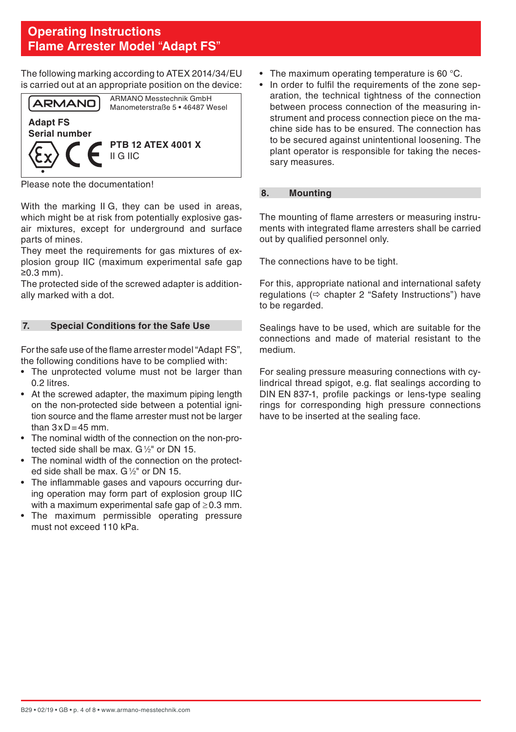# Operating Instructions
# Flame Arrester Model "Adapt FS"

The following marking according to ATEX 2014/34/EU is carried out at an appropriate position on the device:

ARMANO
ARMANO Messtechnik GmbH
Manometerstraße 5 • 46487 Wesel

**Adapt FS**
**Serial number**

**PTB 12 ATEX 4001 X**
II G IIC

Please note the documentation!

With the marking II G, they can be used in areas, which might be at risk from potentially explosive gas-air mixtures, except for underground and surface parts of mines.
They meet the requirements for gas mixtures of explosion group IIC (maximum experimental safe gap ≥0.3 mm).
The protected side of the screwed adapter is additionally marked with a dot.

## 7. Special Conditions for the Safe Use

For the safe use of the flame arrester model "Adapt FS", the following conditions have to be complied with:

- The unprotected volume must not be larger than 0.2 litres.
- At the screwed adapter, the maximum piping length on the non-protected side between a potential ignition source and the flame arrester must not be larger than 3 x D = 45 mm.
- The nominal width of the connection on the non-protected side shall be max. G ½" or DN 15.
- The nominal width of the connection on the protected side shall be max. G ½" or DN 15.
- The inflammable gases and vapours occurring during operation may form part of explosion group IIC with a maximum experimental safe gap of ≥0.3 mm.
- The maximum permissible operating pressure must not exceed 110 kPa.
- The maximum operating temperature is 60 °C.
- In order to fulfil the requirements of the zone separation, the technical tightness of the connection between process connection of the measuring instrument and process connection piece on the machine side has to be ensured. The connection has to be secured against unintentional loosening. The plant operator is responsible for taking the necessary measures.

## 8. Mounting

The mounting of flame arresters or measuring instruments with integrated flame arresters shall be carried out by qualified personnel only.

The connections have to be tight.

For this, appropriate national and international safety regulations (⇨ chapter 2 "Safety Instructions") have to be regarded.

Sealings have to be used, which are suitable for the connections and made of material resistant to the medium.

For sealing pressure measuring connections with cylindrical thread spigot, e.g. flat sealings according to DIN EN 837-1, profile packings or lens-type sealing rings for corresponding high pressure connections have to be inserted at the sealing face.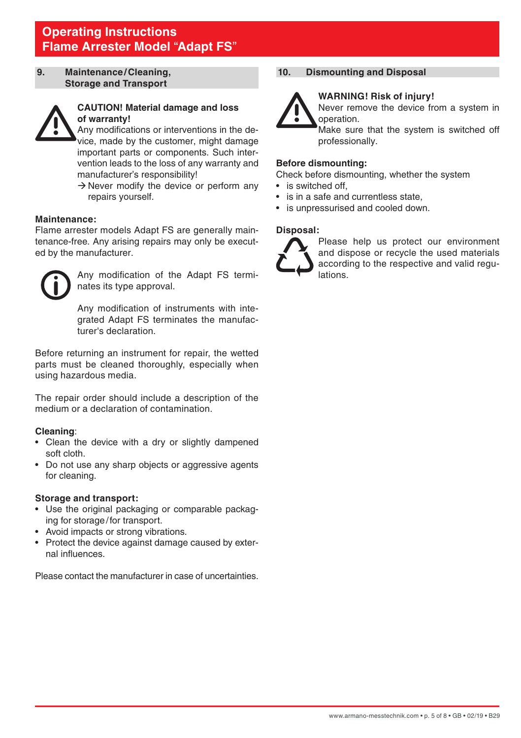## 9. Maintenance/Cleaning, Storage and Transport

**CAUTION! Material damage and loss of warranty!**
Any modifications or interventions in the device, made by the customer, might damage important parts or components. Such intervention leads to the loss of any warranty and manufacturer's responsibility!
→ Never modify the device or perform any repairs yourself.

**Maintenance:**
Flame arrester models Adapt FS are generally maintenance-free. Any arising repairs may only be executed by the manufacturer.

Any modification of the Adapt FS terminates its type approval.

Any modification of instruments with integrated Adapt FS terminates the manufacturer's declaration.

Before returning an instrument for repair, the wetted parts must be cleaned thoroughly, especially when using hazardous media.

The repair order should include a description of the medium or a declaration of contamination.

**Cleaning**:
- Clean the device with a dry or slightly dampened soft cloth.
- Do not use any sharp objects or aggressive agents for cleaning.

**Storage and transport:**
- Use the original packaging or comparable packaging for storage/for transport.
- Avoid impacts or strong vibrations.
- Protect the device against damage caused by external influences.

Please contact the manufacturer in case of uncertainties.

## 10. Dismounting and Disposal

**WARNING! Risk of injury!**
Never remove the device from a system in operation.
Make sure that the system is switched off professionally.

**Before dismounting:**
Check before dismounting, whether the system
- is switched off,
- is in a safe and currentless state,
- is unpressurised and cooled down.

**Disposal:**
Please help us protect our environment and dispose or recycle the used materials according to the respective and valid regulations.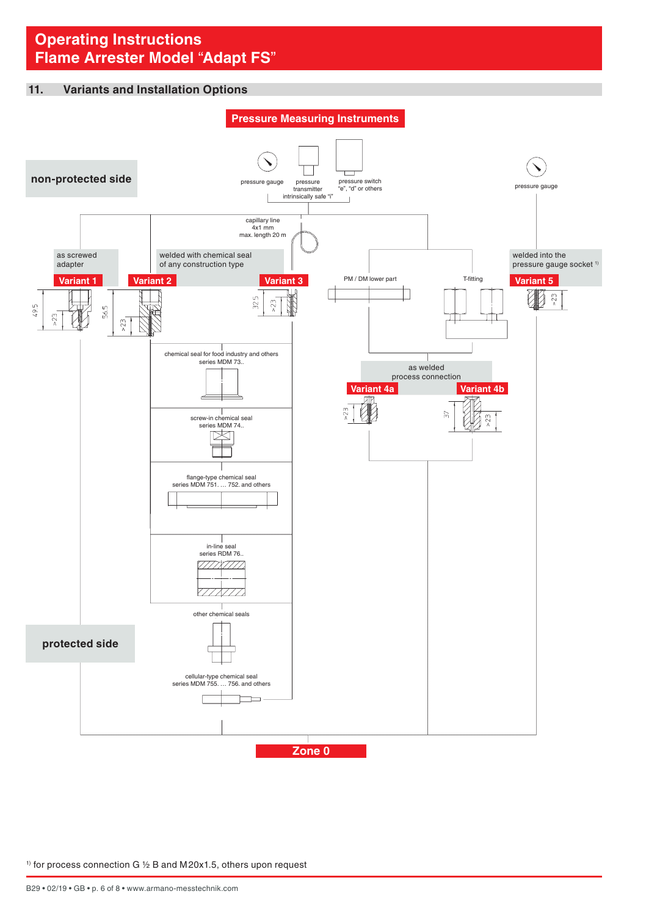## 11. Variants and Installation Options

**Pressure Measuring Instruments**

**non-protected side**

pressure gauge

pressure transmitter

pressure switch "e", "d" or others

intrinsically safe "i"

pressure gauge

capillary line 4x1 mm max. length 20 m

as screwed adapter

welded with chemical seal of any construction type

welded into the pressure gauge socket [1)]

**Variant 1**

**Variant 2**

**Variant 3**

PM / DM lower part

T-fitting

**Variant 5**

49.5

>23

56.5

>23

32.5

>23

>23

chemical seal for food industry and others series MDM 73..

as welded process connection

**Variant 4a**

**Variant 4b**

>23

37

>23

screw-in chemical seal series MDM 74..

flange-type chemical seal series MDM 751. … 752. and others

in-line seal series RDM 76..

other chemical seals

**protected side**

cellular-type chemical seal series MDM 755. … 756. and others

**Zone 0**

[1)] for process connection G ½ B and M20x1.5, others upon request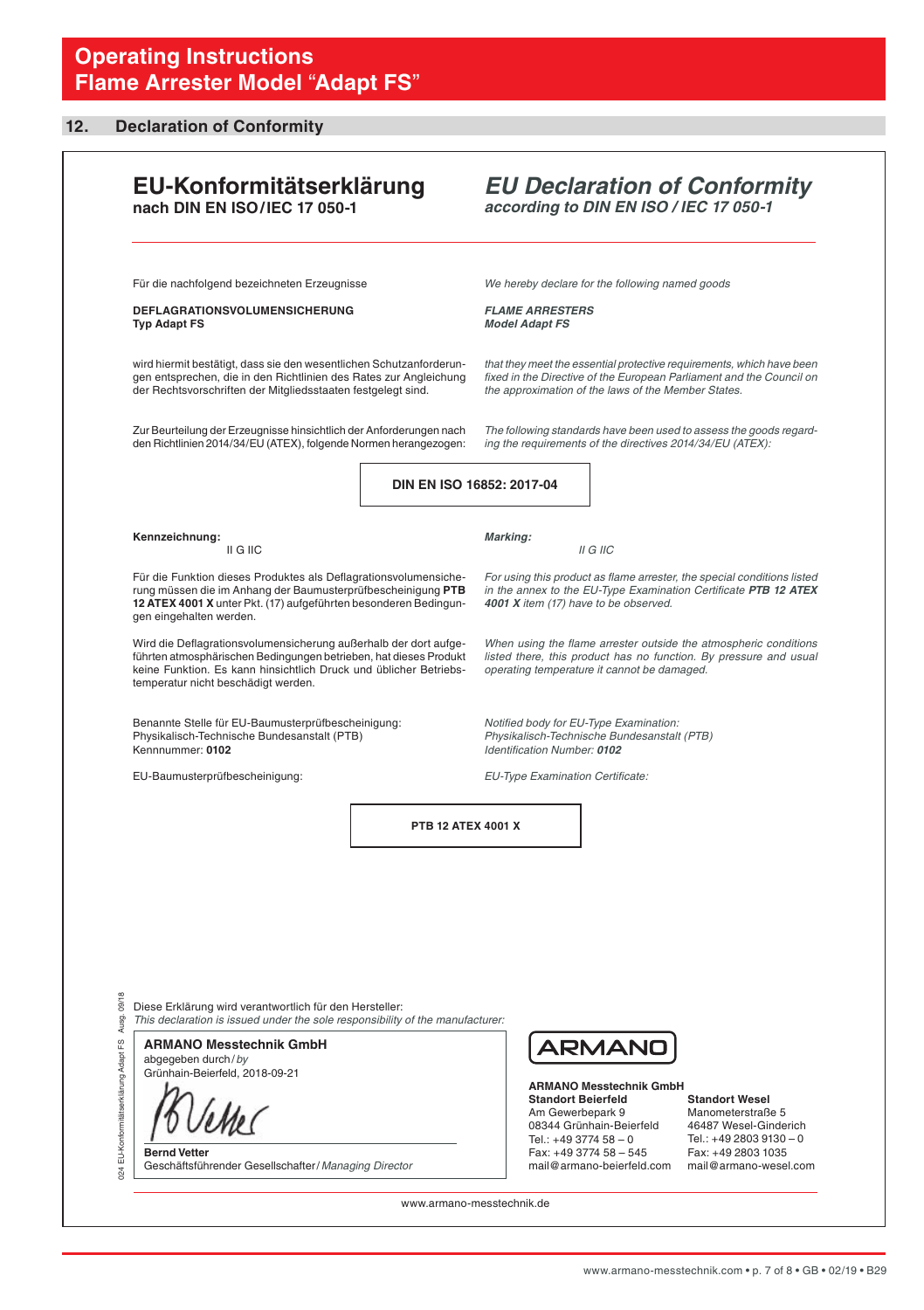## 12. Declaration of Conformity

# EU-Konformitätserklärung
**nach DIN EN ISO/IEC 17 050-1**

# *EU Declaration of Conformity*
***according to DIN EN ISO / IEC 17 050-1***

Für die nachfolgend bezeichneten Erzeugnisse

**DEFLAGRATIONSVOLUMENSICHERUNG**
**Typ Adapt FS**

wird hiermit bestätigt, dass sie den wesentlichen Schutzanforderungen entsprechen, die in den Richtlinien des Rates zur Angleichung der Rechtsvorschriften der Mitgliedsstaaten festgelegt sind.

Zur Beurteilung der Erzeugnisse hinsichtlich der Anforderungen nach den Richtlinien 2014/34/EU (ATEX), folgende Normen herangezogen:

*We hereby declare for the following named goods*

***FLAME ARRESTERS***
***Model Adapt FS***

*that they meet the essential protective requirements, which have been fixed in the Directive of the European Parliament and the Council on the approximation of the laws of the Member States.*

*The following standards have been used to assess the goods regarding the requirements of the directives 2014/34/EU (ATEX):*

**DIN EN ISO 16852: 2017-04**

**Kennzeichnung:**
II G IIC

Für die Funktion dieses Produktes als Deflagrationsvolumensicherung müssen die im Anhang der Baumusterprüfbescheinigung **PTB 12 ATEX 4001 X** unter Pkt. (17) aufgeführten besonderen Bedingungen eingehalten werden.

Wird die Deflagrationsvolumensicherung außerhalb der dort aufgeführten atmosphärischen Bedingungen betrieben, hat dieses Produkt keine Funktion. Es kann hinsichtlich Druck und üblicher Betriebstemperatur nicht beschädigt werden.

***Marking:***
*II G IIC*

*For using this product as flame arrester, the special conditions listed in the annex to the EU-Type Examination Certificate **PTB 12 ATEX 4001 X** item (17) have to be observed.*

*When using the flame arrester outside the atmospheric conditions listed there, this product has no function. By pressure and usual operating temperature it cannot be damaged.*

Benannte Stelle für EU-Baumusterprüfbescheinigung:
Physikalisch-Technische Bundesanstalt (PTB)
Kennnummer: **0102**

EU-Baumusterprüfbescheinigung:

*Notified body for EU-Type Examination:*
*Physikalisch-Technische Bundesanstalt (PTB)*
*Identification Number: **0102***

*EU-Type Examination Certificate:*

**PTB 12 ATEX 4001 X**

Diese Erklärung wird verantwortlich für den Hersteller:
*This declaration is issued under the sole responsibility of the manufacturer:*

**ARMANO Messtechnik GmbH**
abgegeben durch / *by*
Grünhain-Beierfeld, 2018-09-21

**Bernd Vetter**
Geschäftsführender Gesellschafter / *Managing Director*

ARMANO

**ARMANO Messtechnik GmbH**

**Standort Beierfeld**
Am Gewerbepark 9
08344 Grünhain-Beierfeld
Tel.: +49 3774 58 – 0
Fax: +49 3774 58 – 545
mail@armano-beierfeld.com

**Standort Wesel**
Manometerstraße 5
46487 Wesel-Ginderich
Tel.: +49 2803 9130 – 0
Fax: +49 2803 1035
mail@armano-wesel.com

www.armano-messtechnik.de

024 EU-Konformitätserklärung Adapt FS Ausg. 09/18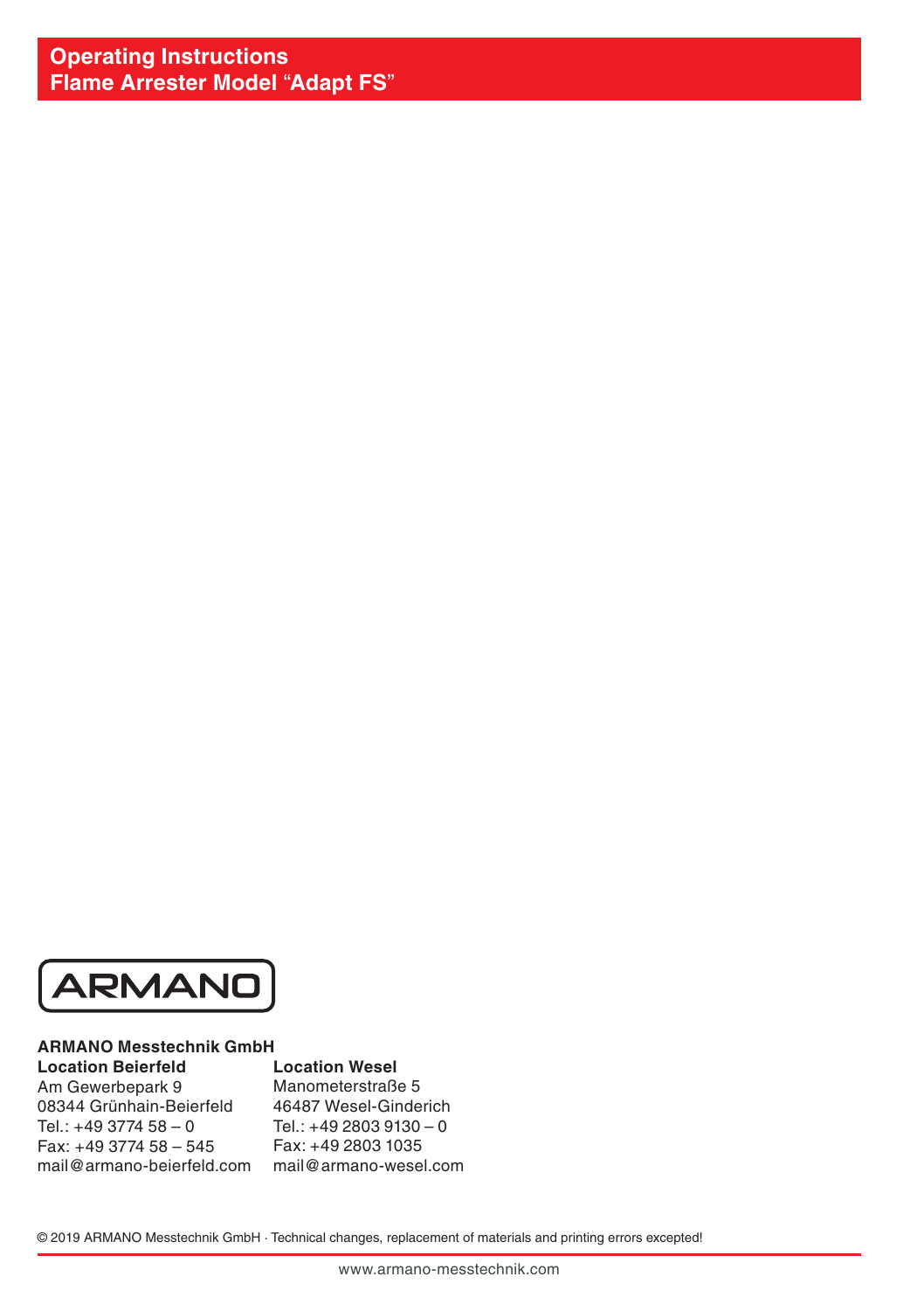**Operating Instructions**
**Flame Arrester Model “Adapt FS”**

ARMANO

**ARMANO Messtechnik GmbH**

**Location Beierfeld**
Am Gewerbepark 9
08344 Grünhain-Beierfeld
Tel.: +49 3774 58 – 0
Fax: +49 3774 58 – 545
mail@armano-beierfeld.com

**Location Wesel**
Manometerstraße 5
46487 Wesel-Ginderich
Tel.: +49 2803 9130 – 0
Fax: +49 2803 1035
mail@armano-wesel.com

© 2019 ARMANO Messtechnik GmbH · Technical changes, replacement of materials and printing errors excepted!

www.armano-messtechnik.com